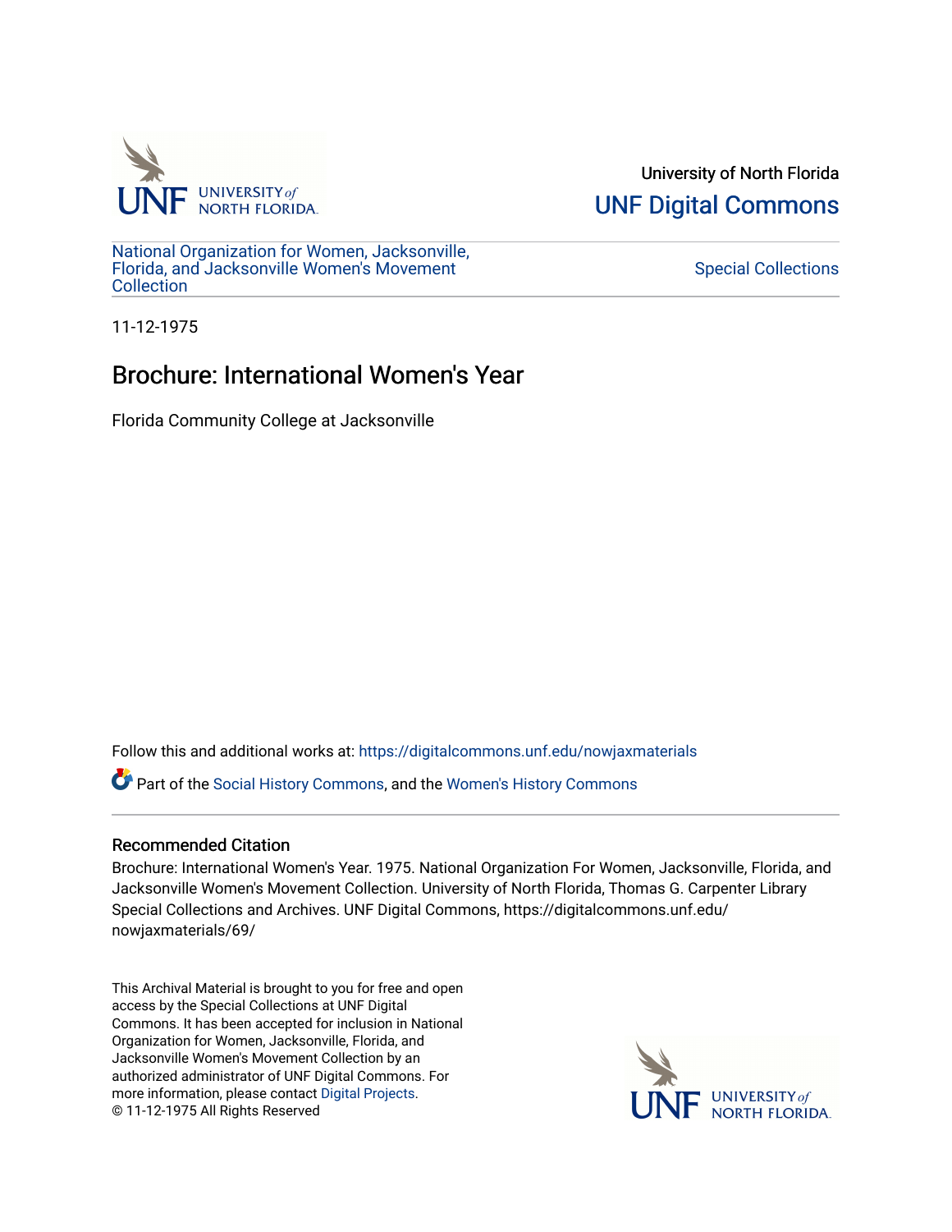University of North Florida

UNF Digital Commons

National Organization for Women, Jacksonville, Florida, and Jacksonville Women's Movement Collection

Special Collections

11-12-1975

# Brochure: International Women's Year

Florida Community College at Jacksonville

Follow this and additional works at: https://digitalcommons.unf.edu/nowjaxmaterials

Part of the Social History Commons, and the Women's History Commons

## Recommended Citation

Brochure: International Women's Year. 1975. National Organization For Women, Jacksonville, Florida, and Jacksonville Women's Movement Collection. University of North Florida, Thomas G. Carpenter Library Special Collections and Archives. UNF Digital Commons, https://digitalcommons.unf.edu/nowjaxmaterials/69/

This Archival Material is brought to you for free and open access by the Special Collections at UNF Digital Commons. It has been accepted for inclusion in National Organization for Women, Jacksonville, Florida, and Jacksonville Women's Movement Collection by an authorized administrator of UNF Digital Commons. For more information, please contact Digital Projects.
© 11-12-1975 All Rights Reserved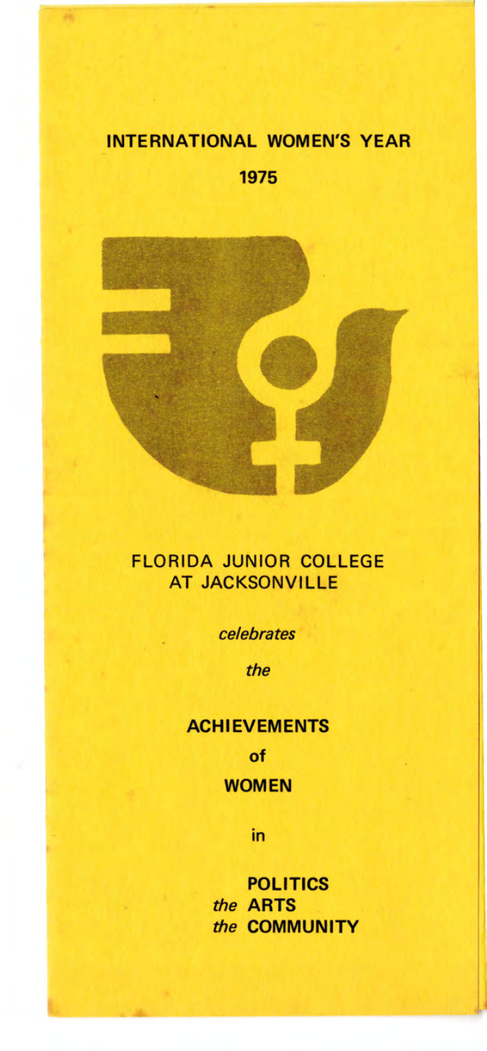# INTERNATIONAL WOMEN'S YEAR

## 1975

## FLORIDA JUNIOR COLLEGE AT JACKSONVILLE

*celebrates*

*the*

**ACHIEVEMENTS**

**of**

**WOMEN**

**in**

**POLITICS**
*the* **ARTS**
*the* **COMMUNITY**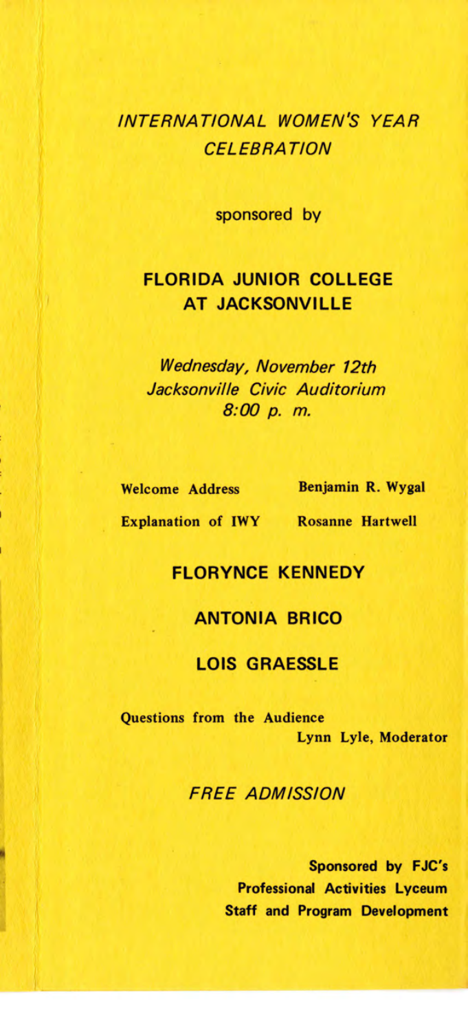## *INTERNATIONAL WOMEN'S YEAR CELEBRATION*

sponsored by

## FLORIDA JUNIOR COLLEGE AT JACKSONVILLE

*Wednesday, November 12th*
*Jacksonville Civic Auditorium*
*8:00 p. m.*

**Welcome Address** — **Benjamin R. Wygal**

**Explanation of IWY** — **Rosanne Hartwell**

### FLORYNCE KENNEDY

### ANTONIA BRICO

### LOIS GRAESSLE

**Questions from the Audience**
**Lynn Lyle, Moderator**

*FREE ADMISSION*

**Sponsored by FJC's**
**Professional Activities Lyceum**
**Staff and Program Development**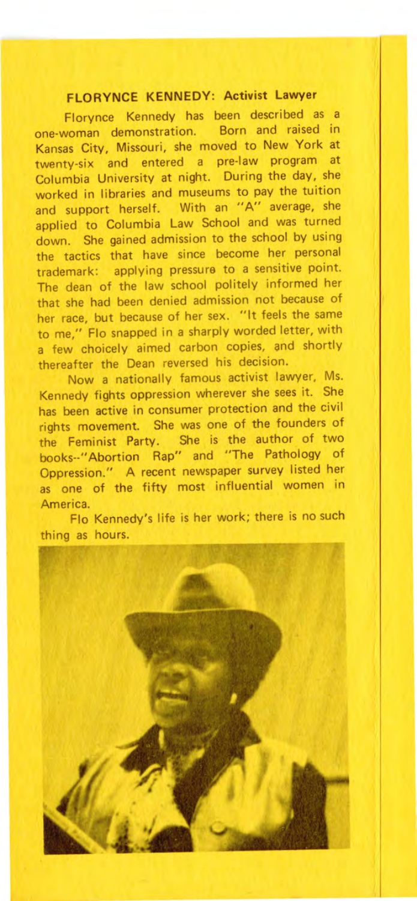## FLORYNCE KENNEDY: Activist Lawyer

Florynce Kennedy has been described as a one-woman demonstration. Born and raised in Kansas City, Missouri, she moved to New York at twenty-six and entered a pre-law program at Columbia University at night. During the day, she worked in libraries and museums to pay the tuition and support herself. With an "A" average, she applied to Columbia Law School and was turned down. She gained admission to the school by using the tactics that have since become her personal trademark: applying pressure to a sensitive point. The dean of the law school politely informed her that she had been denied admission not because of her race, but because of her sex. "It feels the same to me," Flo snapped in a sharply worded letter, with a few choicely aimed carbon copies, and shortly thereafter the Dean reversed his decision.

Now a nationally famous activist lawyer, Ms. Kennedy fights oppression wherever she sees it. She has been active in consumer protection and the civil rights movement. She was one of the founders of the Feminist Party. She is the author of two books--"Abortion Rap" and "The Pathology of Oppression." A recent newspaper survey listed her as one of the fifty most influential women in America.

Flo Kennedy's life is her work; there is no such thing as hours.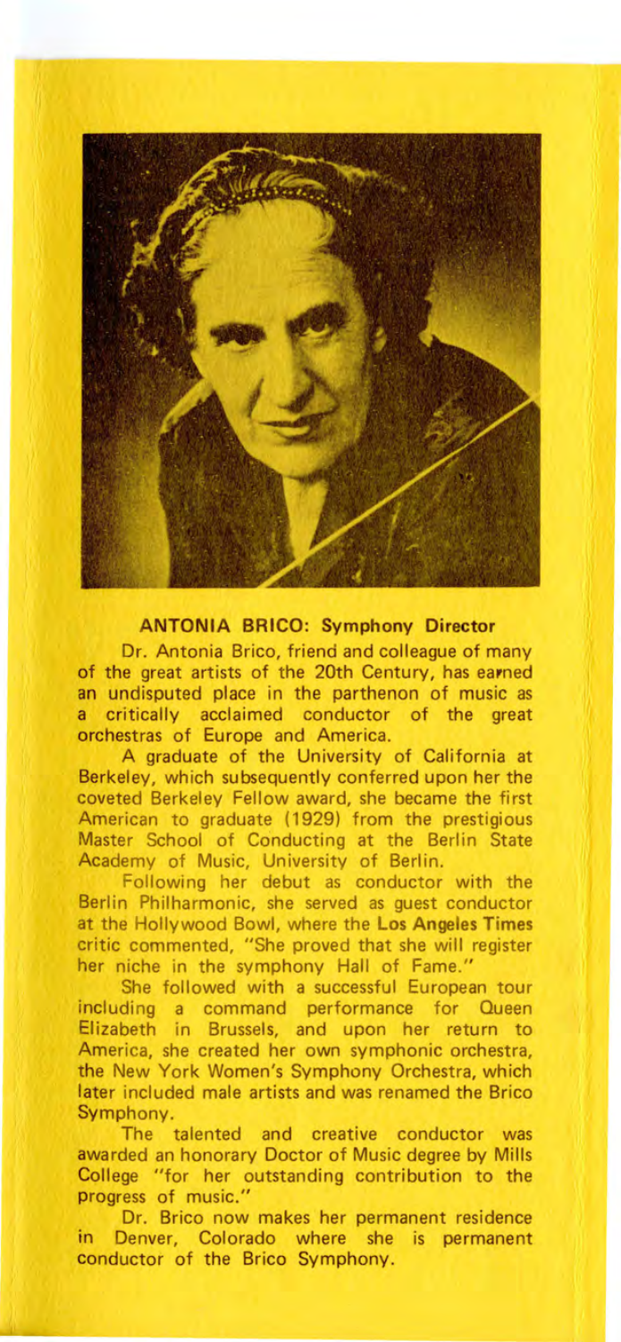## ANTONIA BRICO: Symphony Director

Dr. Antonia Brico, friend and colleague of many of the great artists of the 20th Century, has earned an undisputed place in the parthenon of music as a critically acclaimed conductor of the great orchestras of Europe and America.

A graduate of the University of California at Berkeley, which subsequently conferred upon her the coveted Berkeley Fellow award, she became the first American to graduate (1929) from the prestigious Master School of Conducting at the Berlin State Academy of Music, University of Berlin.

Following her debut as conductor with the Berlin Philharmonic, she served as guest conductor at the Hollywood Bowl, where the **Los Angeles Times** critic commented, "She proved that she will register her niche in the symphony Hall of Fame."

She followed with a successful European tour including a command performance for Queen Elizabeth in Brussels, and upon her return to America, she created her own symphonic orchestra, the New York Women's Symphony Orchestra, which later included male artists and was renamed the Brico Symphony.

The talented and creative conductor was awarded an honorary Doctor of Music degree by Mills College "for her outstanding contribution to the progress of music."

Dr. Brico now makes her permanent residence in Denver, Colorado where she is permanent conductor of the Brico Symphony.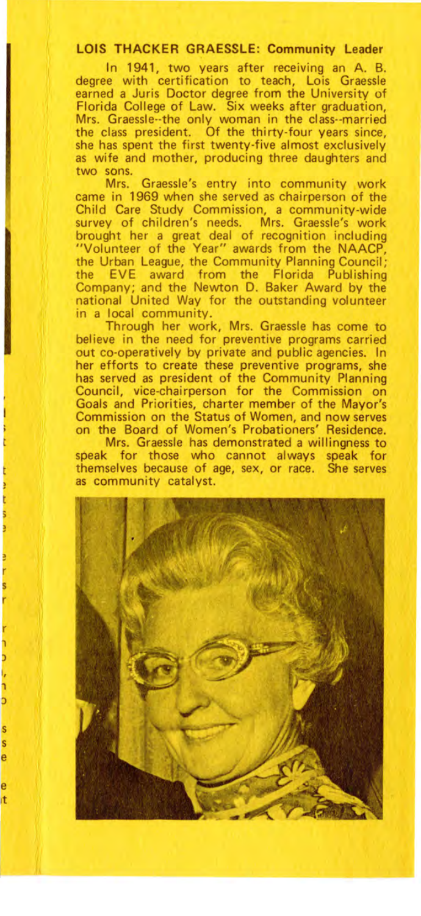## LOIS THACKER GRAESSLE: Community Leader

In 1941, two years after receiving an A. B. degree with certification to teach, Lois Graessle earned a Juris Doctor degree from the University of Florida College of Law. Six weeks after graduation, Mrs. Graessle--the only woman in the class--married the class president. Of the thirty-four years since, she has spent the first twenty-five almost exclusively as wife and mother, producing three daughters and two sons.

Mrs. Graessle's entry into community work came in 1969 when she served as chairperson of the Child Care Study Commission, a community-wide survey of children's needs. Mrs. Graessle's work brought her a great deal of recognition including "Volunteer of the Year" awards from the NAACP, the Urban League, the Community Planning Council; the EVE award from the Florida Publishing Company; and the Newton D. Baker Award by the national United Way for the outstanding volunteer in a local community.

Through her work, Mrs. Graessle has come to believe in the need for preventive programs carried out co-operatively by private and public agencies. In her efforts to create these preventive programs, she has served as president of the Community Planning Council, vice-chairperson for the Commission on Goals and Priorities, charter member of the Mayor's Commission on the Status of Women, and now serves on the Board of Women's Probationers' Residence.

Mrs. Graessle has demonstrated a willingness to speak for those who cannot always speak for themselves because of age, sex, or race. She serves as community catalyst.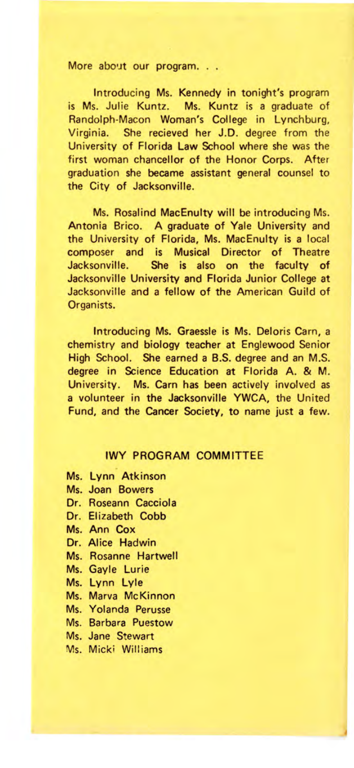More about our program. . .

Introducing Ms. Kennedy in tonight's program is Ms. Julie Kuntz. Ms. Kuntz is a graduate of Randolph-Macon Woman's College in Lynchburg, Virginia. She recieved her J.D. degree from the University of Florida Law School where she was the first woman chancellor of the Honor Corps. After graduation she became assistant general counsel to the City of Jacksonville.

Ms. Rosalind MacEnulty will be introducing Ms. Antonia Brico. A graduate of Yale University and the University of Florida, Ms. MacEnulty is a local composer and is Musical Director of Theatre Jacksonville. She is also on the faculty of Jacksonville University and Florida Junior College at Jacksonville and a fellow of the American Guild of Organists.

Introducing Ms. Graessle is Ms. Deloris Carn, a chemistry and biology teacher at Englewood Senior High School. She earned a B.S. degree and an M.S. degree in Science Education at Florida A. & M. University. Ms. Carn has been actively involved as a volunteer in the Jacksonville YWCA, the United Fund, and the Cancer Society, to name just a few.

## IWY PROGRAM COMMITTEE

Ms. Lynn Atkinson
Ms. Joan Bowers
Dr. Roseann Cacciola
Dr. Elizabeth Cobb
Ms. Ann Cox
Dr. Alice Hadwin
Ms. Rosanne Hartwell
Ms. Gayle Lurie
Ms. Lynn Lyle
Ms. Marva McKinnon
Ms. Yolanda Perusse
Ms. Barbara Puestow
Ms. Jane Stewart
Ms. Micki Williams